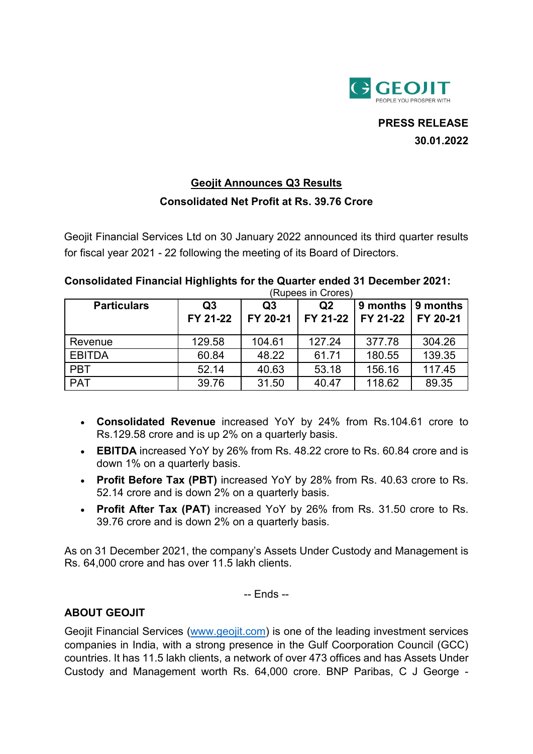**PRESS RELEASE**

**30.01.2022**

## Geojit Announces Q3 Results

### Consolidated Net Profit at Rs. 39.76 Crore

Geojit Financial Services Ltd on 30 January 2022 announced its third quarter results for fiscal year 2021 - 22 following the meeting of its Board of Directors.

**Consolidated Financial Highlights for the Quarter ended 31 December 2021:**

(Rupees in Crores)

| Particulars | Q3 FY 21-22 | Q3 FY 20-21 | Q2 FY 21-22 | 9 months FY 21-22 | 9 months FY 20-21 |
|---|---|---|---|---|---|
| Revenue | 129.58 | 104.61 | 127.24 | 377.78 | 304.26 |
| EBITDA | 60.84 | 48.22 | 61.71 | 180.55 | 139.35 |
| PBT | 52.14 | 40.63 | 53.18 | 156.16 | 117.45 |
| PAT | 39.76 | 31.50 | 40.47 | 118.62 | 89.35 |

- **Consolidated Revenue** increased YoY by 24% from Rs.104.61 crore to Rs.129.58 crore and is up 2% on a quarterly basis.
- **EBITDA** increased YoY by 26% from Rs. 48.22 crore to Rs. 60.84 crore and is down 1% on a quarterly basis.
- **Profit Before Tax (PBT)** increased YoY by 28% from Rs. 40.63 crore to Rs. 52.14 crore and is down 2% on a quarterly basis.
- **Profit After Tax (PAT)** increased YoY by 26% from Rs. 31.50 crore to Rs. 39.76 crore and is down 2% on a quarterly basis.

As on 31 December 2021, the company's Assets Under Custody and Management is Rs. 64,000 crore and has over 11.5 lakh clients.

-- Ends --

### ABOUT GEOJIT

Geojit Financial Services (www.geojit.com) is one of the leading investment services companies in India, with a strong presence in the Gulf Coorporation Council (GCC) countries. It has 11.5 lakh clients, a network of over 473 offices and has Assets Under Custody and Management worth Rs. 64,000 crore. BNP Paribas, C J George -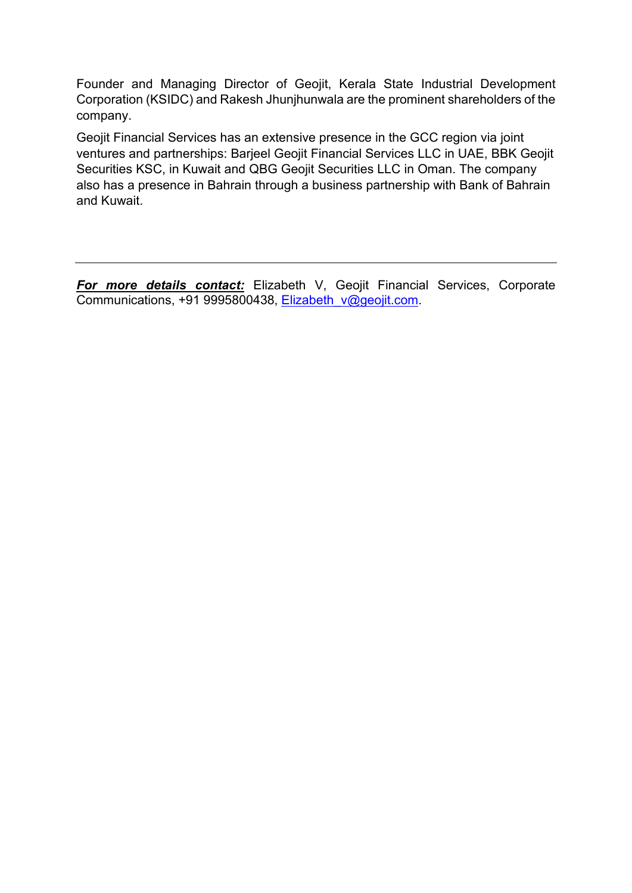Founder and Managing Director of Geojit, Kerala State Industrial Development Corporation (KSIDC) and Rakesh Jhunjhunwala are the prominent shareholders of the company.

Geojit Financial Services has an extensive presence in the GCC region via joint ventures and partnerships: Barjeel Geojit Financial Services LLC in UAE, BBK Geojit Securities KSC, in Kuwait and QBG Geojit Securities LLC in Oman. The company also has a presence in Bahrain through a business partnership with Bank of Bahrain and Kuwait.

---

***For more details contact:*** Elizabeth V, Geojit Financial Services, Corporate Communications, +91 9995800438, Elizabeth_v@geojit.com.